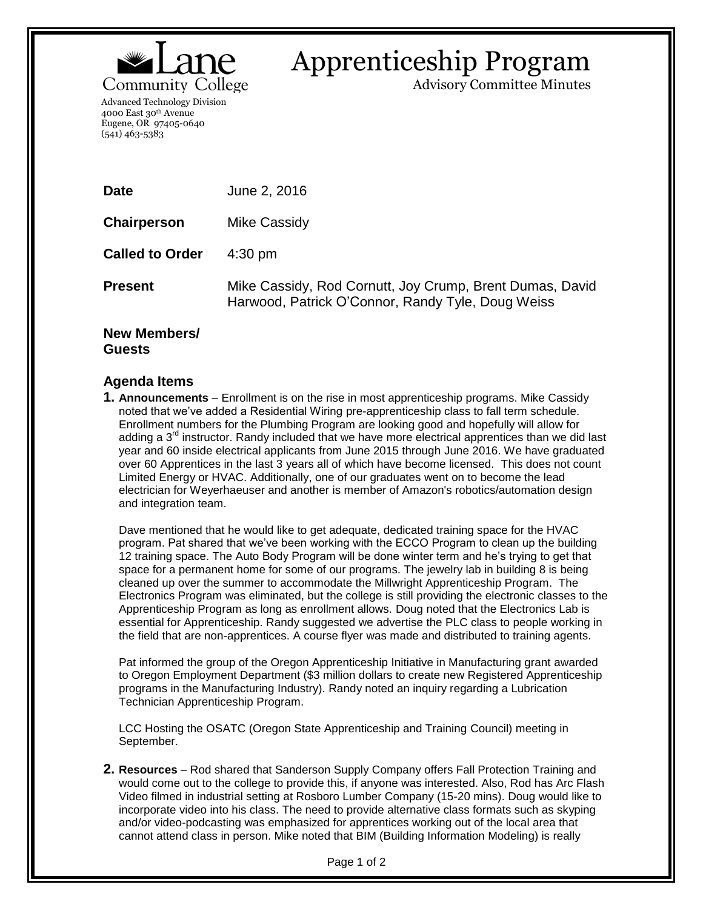Lane Community College

Advanced Technology Division
4000 East 30th Avenue
Eugene, OR 97405-0640
(541) 463-5383

# Apprenticeship Program

Advisory Committee Minutes

| | |
|---|---|
| **Date** | June 2, 2016 |
| **Chairperson** | Mike Cassidy |
| **Called to Order** | 4:30 pm |
| **Present** | Mike Cassidy, Rod Cornutt, Joy Crump, Brent Dumas, David Harwood, Patrick O'Connor, Randy Tyle, Doug Weiss |

**New Members/ Guests**

## Agenda Items

**1. Announcements** – Enrollment is on the rise in most apprenticeship programs. Mike Cassidy noted that we've added a Residential Wiring pre-apprenticeship class to fall term schedule. Enrollment numbers for the Plumbing Program are looking good and hopefully will allow for adding a 3rd instructor. Randy included that we have more electrical apprentices than we did last year and 60 inside electrical applicants from June 2015 through June 2016. We have graduated over 60 Apprentices in the last 3 years all of which have become licensed. This does not count Limited Energy or HVAC. Additionally, one of our graduates went on to become the lead electrician for Weyerhaeuser and another is member of Amazon's robotics/automation design and integration team.

Dave mentioned that he would like to get adequate, dedicated training space for the HVAC program. Pat shared that we've been working with the ECCO Program to clean up the building 12 training space. The Auto Body Program will be done winter term and he's trying to get that space for a permanent home for some of our programs. The jewelry lab in building 8 is being cleaned up over the summer to accommodate the Millwright Apprenticeship Program. The Electronics Program was eliminated, but the college is still providing the electronic classes to the Apprenticeship Program as long as enrollment allows. Doug noted that the Electronics Lab is essential for Apprenticeship. Randy suggested we advertise the PLC class to people working in the field that are non-apprentices. A course flyer was made and distributed to training agents.

Pat informed the group of the Oregon Apprenticeship Initiative in Manufacturing grant awarded to Oregon Employment Department ($3 million dollars to create new Registered Apprenticeship programs in the Manufacturing Industry). Randy noted an inquiry regarding a Lubrication Technician Apprenticeship Program.

LCC Hosting the OSATC (Oregon State Apprenticeship and Training Council) meeting in September.

**2. Resources** – Rod shared that Sanderson Supply Company offers Fall Protection Training and would come out to the college to provide this, if anyone was interested. Also, Rod has Arc Flash Video filmed in industrial setting at Rosboro Lumber Company (15-20 mins). Doug would like to incorporate video into his class. The need to provide alternative class formats such as skyping and/or video-podcasting was emphasized for apprentices working out of the local area that cannot attend class in person. Mike noted that BIM (Building Information Modeling) is really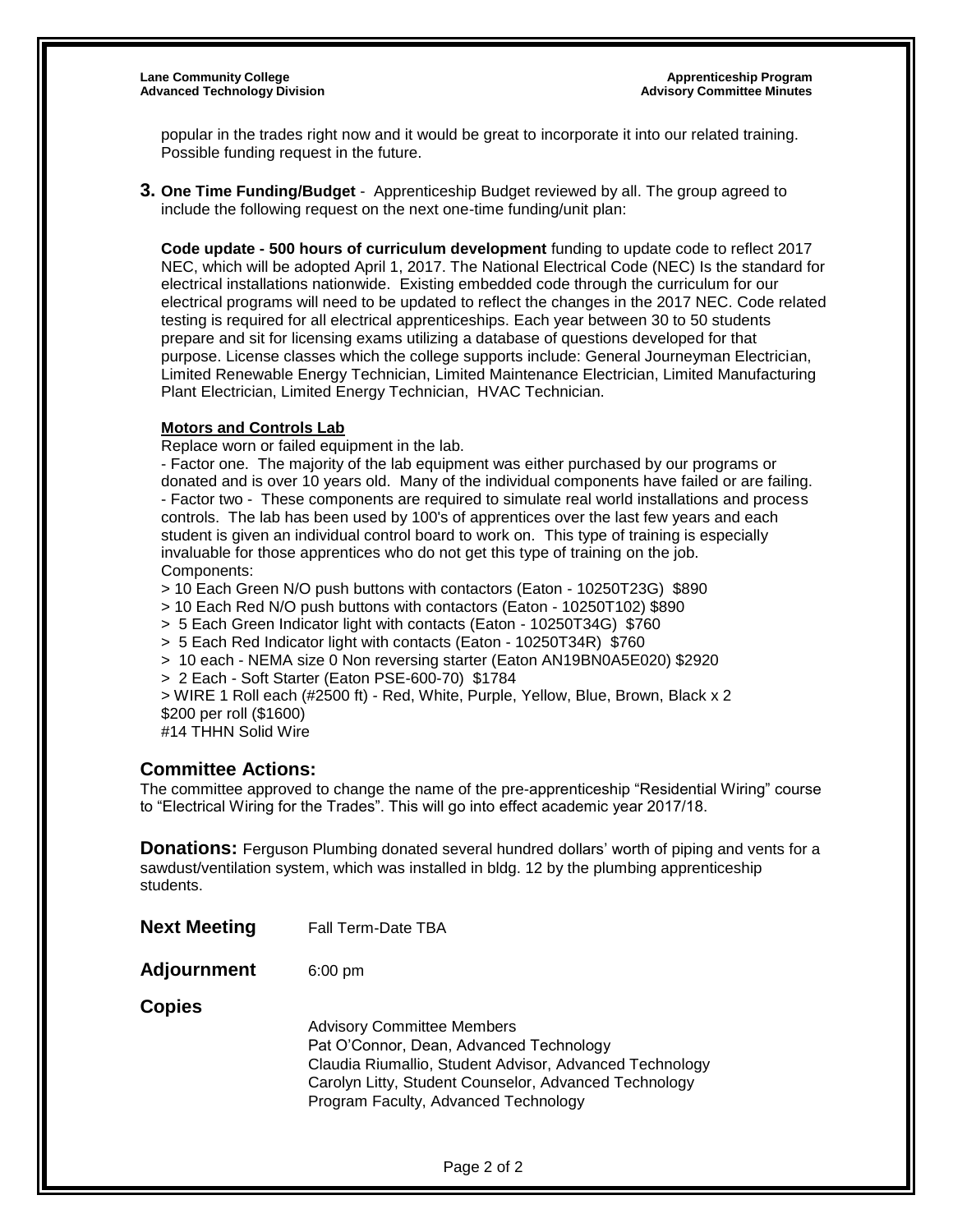popular in the trades right now and it would be great to incorporate it into our related training. Possible funding request in the future.

**3. One Time Funding/Budget** - Apprenticeship Budget reviewed by all. The group agreed to include the following request on the next one-time funding/unit plan:

**Code update - 500 hours of curriculum development** funding to update code to reflect 2017 NEC, which will be adopted April 1, 2017. The National Electrical Code (NEC) Is the standard for electrical installations nationwide. Existing embedded code through the curriculum for our electrical programs will need to be updated to reflect the changes in the 2017 NEC. Code related testing is required for all electrical apprenticeships. Each year between 30 to 50 students prepare and sit for licensing exams utilizing a database of questions developed for that purpose. License classes which the college supports include: General Journeyman Electrician, Limited Renewable Energy Technician, Limited Maintenance Electrician, Limited Manufacturing Plant Electrician, Limited Energy Technician, HVAC Technician.

**Motors and Controls Lab**

Replace worn or failed equipment in the lab.

- Factor one. The majority of the lab equipment was either purchased by our programs or donated and is over 10 years old. Many of the individual components have failed or are failing.
- Factor two - These components are required to simulate real world installations and process controls. The lab has been used by 100's of apprentices over the last few years and each student is given an individual control board to work on. This type of training is especially invaluable for those apprentices who do not get this type of training on the job.

Components:

> 10 Each Green N/O push buttons with contactors (Eaton - 10250T23G) $890
> 10 Each Red N/O push buttons with contactors (Eaton - 10250T102) $890
> 5 Each Green Indicator light with contacts (Eaton - 10250T34G) $760
> 5 Each Red Indicator light with contacts (Eaton - 10250T34R) $760
> 10 each - NEMA size 0 Non reversing starter (Eaton AN19BN0A5E020) $2920
> 2 Each - Soft Starter (Eaton PSE-600-70) $1784
> WIRE 1 Roll each (#2500 ft) - Red, White, Purple, Yellow, Blue, Brown, Black x 2 $200 per roll ($1600)
#14 THHN Solid Wire

## Committee Actions:

The committee approved to change the name of the pre-apprenticeship "Residential Wiring" course to "Electrical Wiring for the Trades". This will go into effect academic year 2017/18.

**Donations:** Ferguson Plumbing donated several hundred dollars' worth of piping and vents for a sawdust/ventilation system, which was installed in bldg. 12 by the plumbing apprenticeship students.

**Next Meeting** Fall Term-Date TBA

**Adjournment** 6:00 pm

**Copies**

Advisory Committee Members
Pat O'Connor, Dean, Advanced Technology
Claudia Riumallio, Student Advisor, Advanced Technology
Carolyn Litty, Student Counselor, Advanced Technology
Program Faculty, Advanced Technology